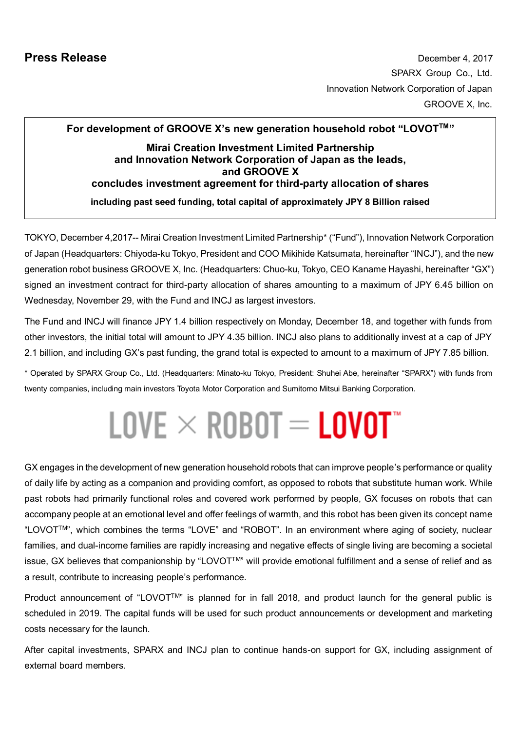**Press Release**

December 4, 2017
SPARX Group Co., Ltd.
Innovation Network Corporation of Japan
GROOVE X, Inc.

**For development of GROOVE X's new generation household robot "LOVOT™"**

**Mirai Creation Investment Limited Partnership and Innovation Network Corporation of Japan as the leads, and GROOVE X concludes investment agreement for third-party allocation of shares**

**including past seed funding, total capital of approximately JPY 8 Billion raised**

TOKYO, December 4,2017-- Mirai Creation Investment Limited Partnership* ("Fund"), Innovation Network Corporation of Japan (Headquarters: Chiyoda-ku Tokyo, President and COO Mikihide Katsumata, hereinafter "INCJ"), and the new generation robot business GROOVE X, Inc. (Headquarters: Chuo-ku, Tokyo, CEO Kaname Hayashi, hereinafter "GX") signed an investment contract for third-party allocation of shares amounting to a maximum of JPY 6.45 billion on Wednesday, November 29, with the Fund and INCJ as largest investors.

The Fund and INCJ will finance JPY 1.4 billion respectively on Monday, December 18, and together with funds from other investors, the initial total will amount to JPY 4.35 billion. INCJ also plans to additionally invest at a cap of JPY 2.1 billion, and including GX's past funding, the grand total is expected to amount to a maximum of JPY 7.85 billion.

\* Operated by SPARX Group Co., Ltd. (Headquarters: Minato-ku Tokyo, President: Shuhei Abe, hereinafter "SPARX") with funds from twenty companies, including main investors Toyota Motor Corporation and Sumitomo Mitsui Banking Corporation.

LOVE × ROBOT = LOVOT™

GX engages in the development of new generation household robots that can improve people's performance or quality of daily life by acting as a companion and providing comfort, as opposed to robots that substitute human work. While past robots had primarily functional roles and covered work performed by people, GX focuses on robots that can accompany people at an emotional level and offer feelings of warmth, and this robot has been given its concept name "LOVOT™", which combines the terms "LOVE" and "ROBOT". In an environment where aging of society, nuclear families, and dual-income families are rapidly increasing and negative effects of single living are becoming a societal issue, GX believes that companionship by "LOVOT™" will provide emotional fulfillment and a sense of relief and as a result, contribute to increasing people's performance.

Product announcement of "LOVOT™" is planned for in fall 2018, and product launch for the general public is scheduled in 2019. The capital funds will be used for such product announcements or development and marketing costs necessary for the launch.

After capital investments, SPARX and INCJ plan to continue hands-on support for GX, including assignment of external board members.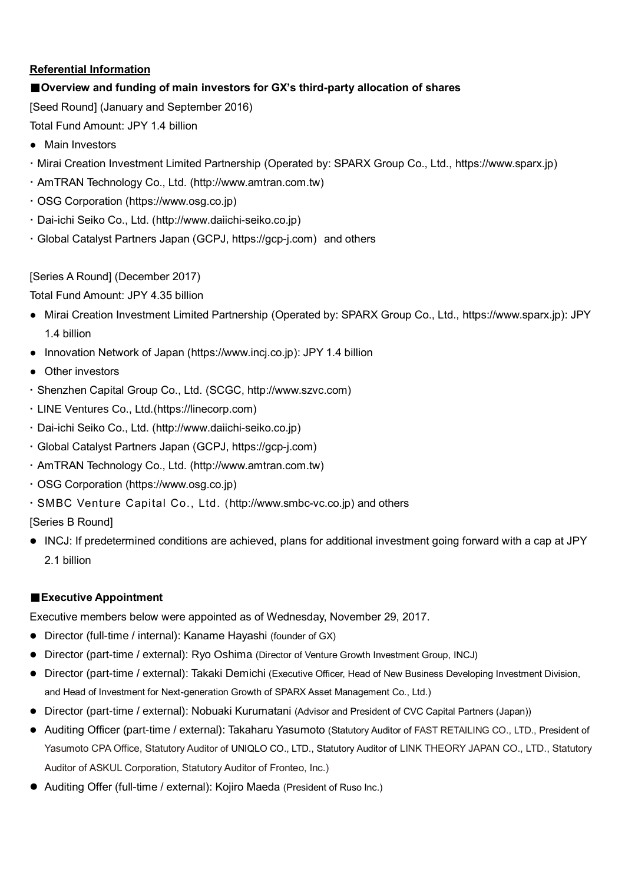**Referential Information**

### ■Overview and funding of main investors for GX's third-party allocation of shares

[Seed Round] (January and September 2016)

Total Fund Amount: JPY 1.4 billion

- Main Investors

・Mirai Creation Investment Limited Partnership (Operated by: SPARX Group Co., Ltd., https://www.sparx.jp)

・AmTRAN Technology Co., Ltd. (http://www.amtran.com.tw)

・OSG Corporation (https://www.osg.co.jp)

・Dai-ichi Seiko Co., Ltd. (http://www.daiichi-seiko.co.jp)

・Global Catalyst Partners Japan (GCPJ, https://gcp-j.com) and others

[Series A Round] (December 2017)

Total Fund Amount: JPY 4.35 billion

- Mirai Creation Investment Limited Partnership (Operated by: SPARX Group Co., Ltd., https://www.sparx.jp): JPY 1.4 billion
- Innovation Network of Japan (https://www.incj.co.jp): JPY 1.4 billion
- Other investors

・Shenzhen Capital Group Co., Ltd. (SCGC, http://www.szvc.com)

・LINE Ventures Co., Ltd.(https://linecorp.com)

・Dai-ichi Seiko Co., Ltd. (http://www.daiichi-seiko.co.jp)

・Global Catalyst Partners Japan (GCPJ, https://gcp-j.com)

・AmTRAN Technology Co., Ltd. (http://www.amtran.com.tw)

・OSG Corporation (https://www.osg.co.jp)

・SMBC Venture Capital Co., Ltd. (http://www.smbc-vc.co.jp) and others

[Series B Round]

- INCJ: If predetermined conditions are achieved, plans for additional investment going forward with a cap at JPY 2.1 billion

### ■Executive Appointment

Executive members below were appointed as of Wednesday, November 29, 2017.

- Director (full-time / internal): Kaname Hayashi (founder of GX)
- Director (part-time / external): Ryo Oshima (Director of Venture Growth Investment Group, INCJ)
- Director (part-time / external): Takaki Demichi (Executive Officer, Head of New Business Developing Investment Division, and Head of Investment for Next-generation Growth of SPARX Asset Management Co., Ltd.)
- Director (part-time / external): Nobuaki Kurumatani (Advisor and President of CVC Capital Partners (Japan))
- Auditing Officer (part-time / external): Takaharu Yasumoto (Statutory Auditor of FAST RETAILING CO., LTD., President of Yasumoto CPA Office, Statutory Auditor of UNIQLO CO., LTD., Statutory Auditor of LINK THEORY JAPAN CO., LTD., Statutory Auditor of ASKUL Corporation, Statutory Auditor of Fronteo, Inc.)
- Auditing Offer (full-time / external): Kojiro Maeda (President of Ruso Inc.)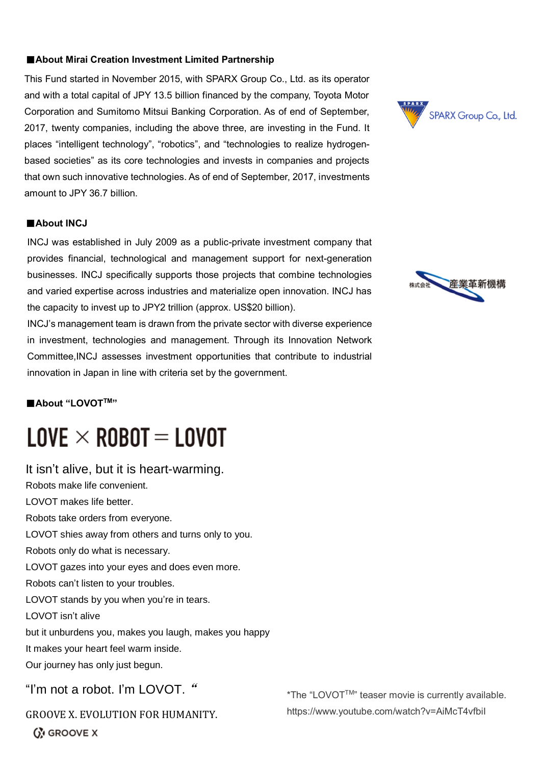### ■About Mirai Creation Investment Limited Partnership

This Fund started in November 2015, with SPARX Group Co., Ltd. as its operator and with a total capital of JPY 13.5 billion financed by the company, Toyota Motor Corporation and Sumitomo Mitsui Banking Corporation. As of end of September, 2017, twenty companies, including the above three, are investing in the Fund. It places “intelligent technology”, “robotics”, and “technologies to realize hydrogen-based societies” as its core technologies and invests in companies and projects that own such innovative technologies. As of end of September, 2017, investments amount to JPY 36.7 billion.

SPARX Group Co., Ltd.

### ■About INCJ

INCJ was established in July 2009 as a public-private investment company that provides financial, technological and management support for next-generation businesses. INCJ specifically supports those projects that combine technologies and varied expertise across industries and materialize open innovation. INCJ has the capacity to invest up to JPY2 trillion (approx. US$20 billion).

INCJ’s management team is drawn from the private sector with diverse experience in investment, technologies and management. Through its Innovation Network Committee,INCJ assesses investment opportunities that contribute to industrial innovation in Japan in line with criteria set by the government.

株式会社産業革新機構

### ■About “LOVOT™”

# LOVE × ROBOT = LOVOT

It isn’t alive, but it is heart-warming.
Robots make life convenient.
LOVOT makes life better.
Robots take orders from everyone.
LOVOT shies away from others and turns only to you.
Robots only do what is necessary.
LOVOT gazes into your eyes and does even more.
Robots can’t listen to your troubles.
LOVOT stands by you when you’re in tears.
LOVOT isn’t alive
but it unburdens you, makes you laugh, makes you happy
It makes your heart feel warm inside.
Our journey has only just begun.

“I’m not a robot. I’m LOVOT.“

GROOVE X. EVOLUTION FOR HUMANITY.

GROOVE X

*The “LOVOT™” teaser movie is currently available.
https://www.youtube.com/watch?v=AiMcT4vfbiI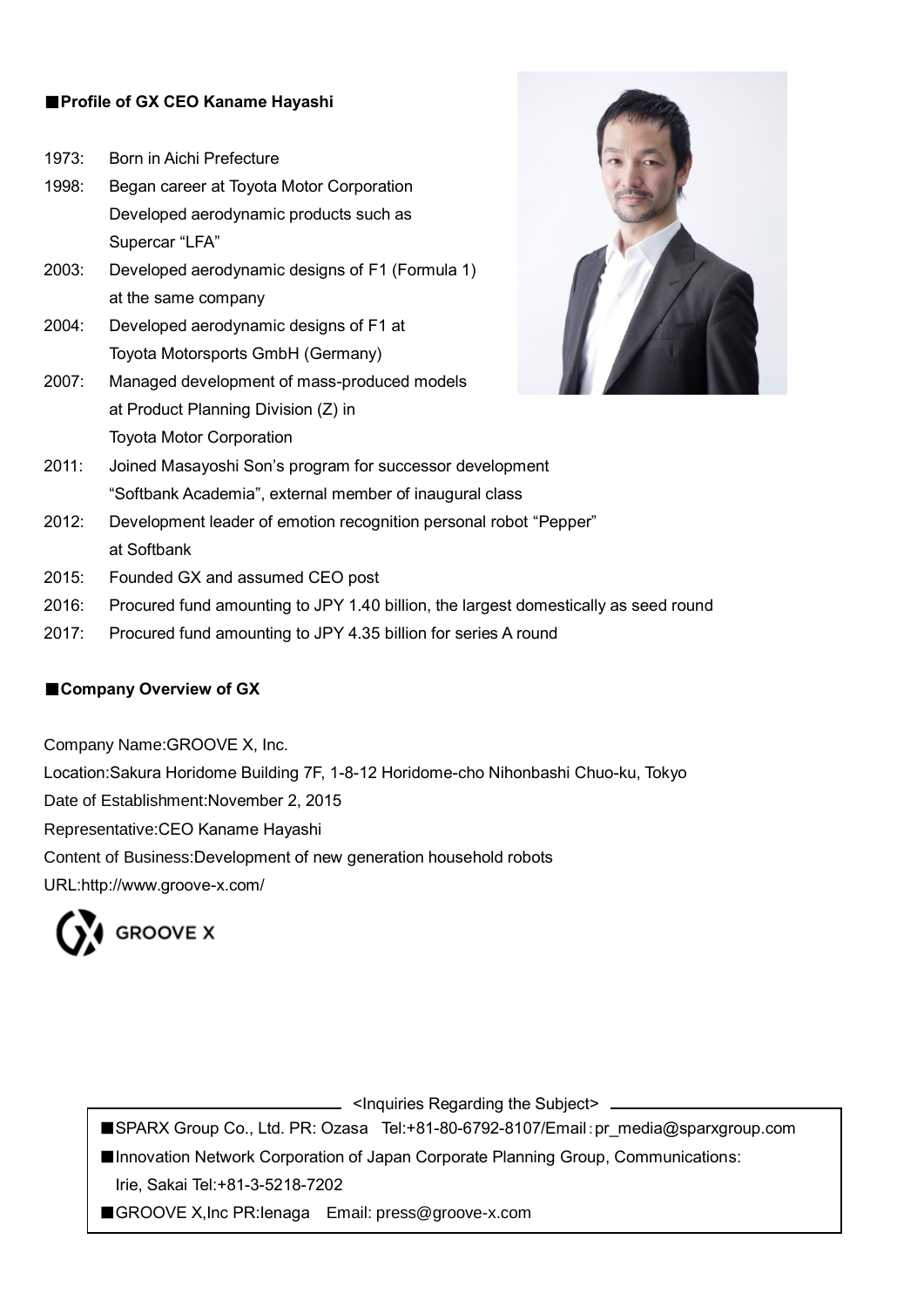## ■Profile of GX CEO Kaname Hayashi

| | |
|---|---|
| 1973: | Born in Aichi Prefecture |
| 1998: | Began career at Toyota Motor Corporation Developed aerodynamic products such as Supercar "LFA" |
| 2003: | Developed aerodynamic designs of F1 (Formula 1) at the same company |
| 2004: | Developed aerodynamic designs of F1 at Toyota Motorsports GmbH (Germany) |
| 2007: | Managed development of mass-produced models at Product Planning Division (Z) in Toyota Motor Corporation |
| 2011: | Joined Masayoshi Son's program for successor development "Softbank Academia", external member of inaugural class |
| 2012: | Development leader of emotion recognition personal robot "Pepper" at Softbank |
| 2015: | Founded GX and assumed CEO post |
| 2016: | Procured fund amounting to JPY 1.40 billion, the largest domestically as seed round |
| 2017: | Procured fund amounting to JPY 4.35 billion for series A round |

## ■Company Overview of GX

Company Name:GROOVE X, Inc.

Location:Sakura Horidome Building 7F, 1-8-12 Horidome-cho Nihonbashi Chuo-ku, Tokyo

Date of Establishment:November 2, 2015

Representative:CEO Kaname Hayashi

Content of Business:Development of new generation household robots

URL:http://www.groove-x.com/

GROOVE X

<Inquiries Regarding the Subject>

■SPARX Group Co., Ltd. PR: Ozasa Tel:+81-80-6792-8107/Email：pr_media@sparxgroup.com

■Innovation Network Corporation of Japan Corporate Planning Group, Communications: Irie, Sakai Tel:+81-3-5218-7202

■GROOVE X,Inc PR:Ienaga Email: press@groove-x.com